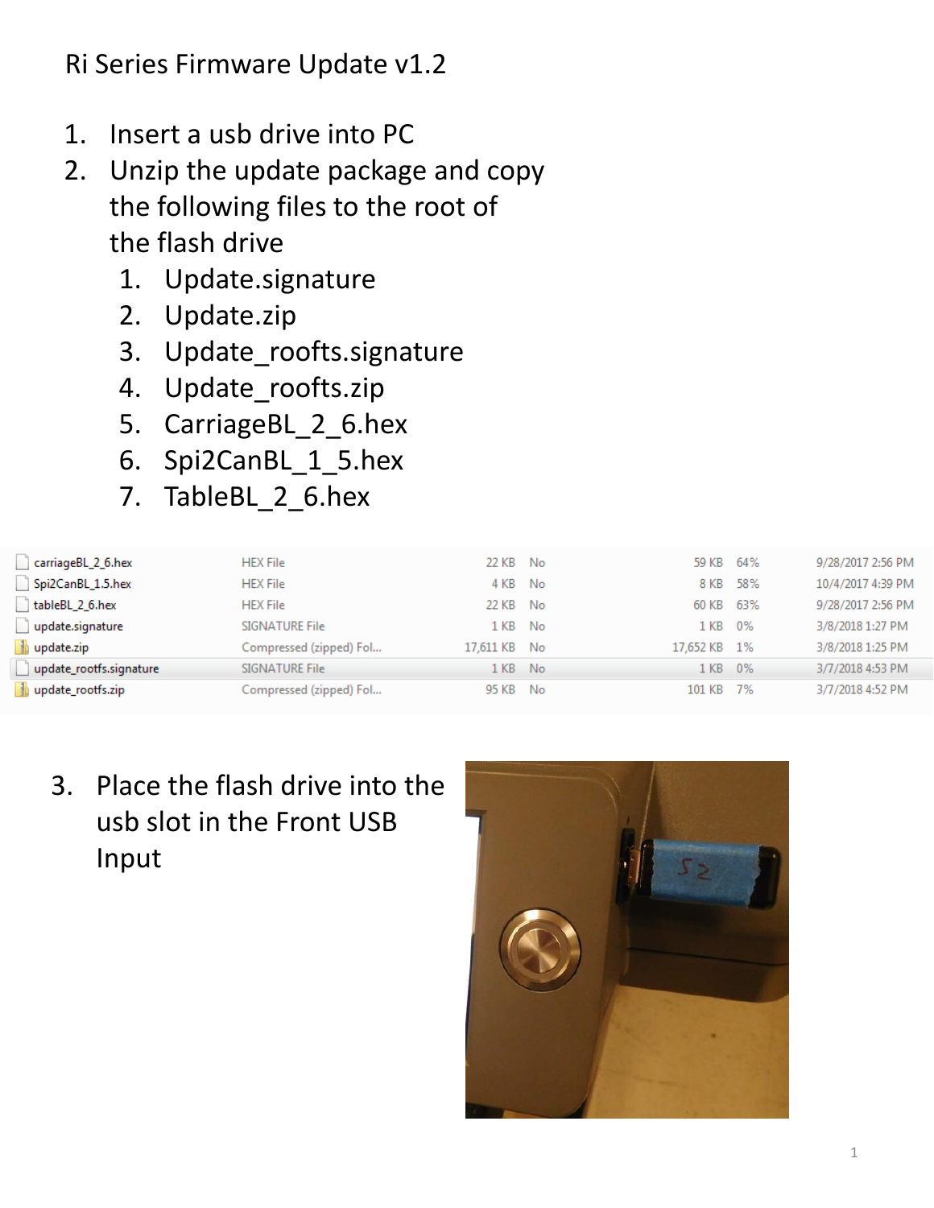# Ri Series Firmware Update v1.2

1. Insert a usb drive into PC
2. Unzip the update package and copy the following files to the root of the flash drive
   1. Update.signature
   2. Update.zip
   3. Update_roofts.signature
   4. Update_roofts.zip
   5. CarriageBL_2_6.hex
   6. Spi2CanBL_1_5.hex
   7. TableBL_2_6.hex

| | | | | | | |
|---|---|---|---|---|---|---|
| carriageBL_2_6.hex | HEX File | 22 KB | No | 59 KB | 64% | 9/28/2017 2:56 PM |
| Spi2CanBL_1.5.hex | HEX File | 4 KB | No | 8 KB | 58% | 10/4/2017 4:39 PM |
| tableBL_2_6.hex | HEX File | 22 KB | No | 60 KB | 63% | 9/28/2017 2:56 PM |
| update.signature | SIGNATURE File | 1 KB | No | 1 KB | 0% | 3/8/2018 1:27 PM |
| update.zip | Compressed (zipped) Fol... | 17,611 KB | No | 17,652 KB | 1% | 3/8/2018 1:25 PM |
| update_rootfs.signature | SIGNATURE File | 1 KB | No | 1 KB | 0% | 3/7/2018 4:53 PM |
| update_rootfs.zip | Compressed (zipped) Fol... | 95 KB | No | 101 KB | 7% | 3/7/2018 4:52 PM |

3. Place the flash drive into the usb slot in the Front USB Input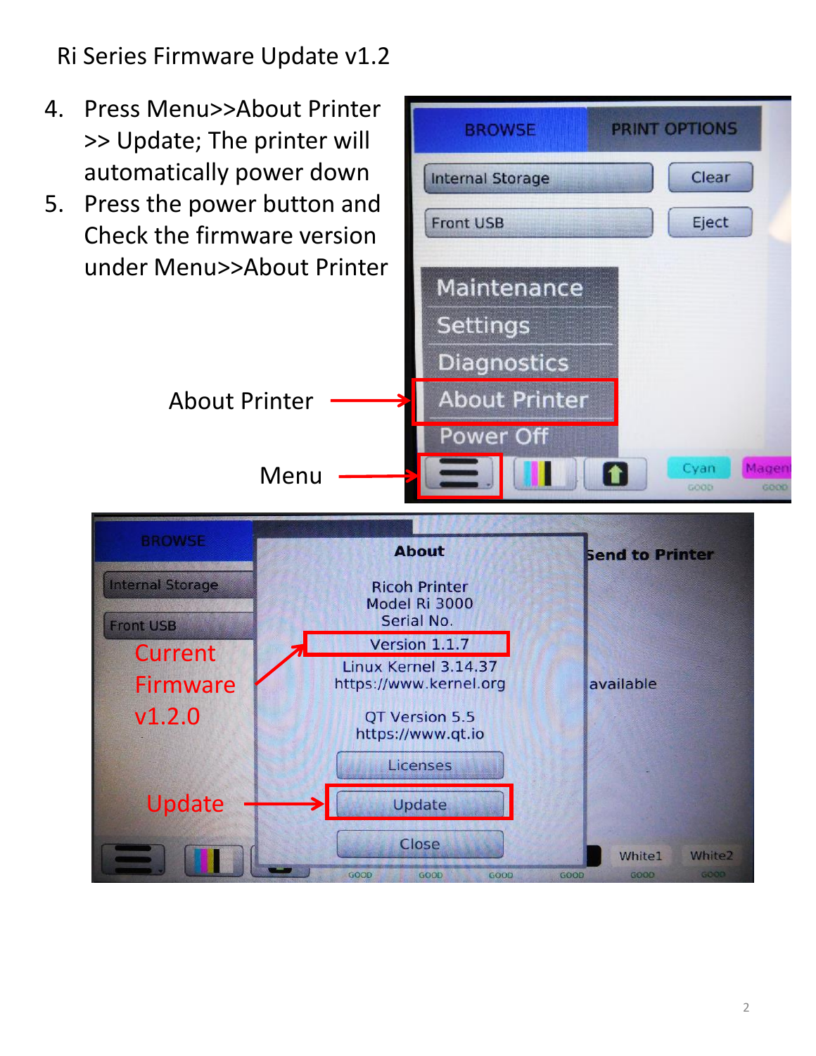Ri Series Firmware Update v1.2

4. Press Menu>>About Printer >> Update; The printer will automatically power down
5. Press the power button and Check the firmware version under Menu>>About Printer

About Printer

Menu

Current Firmware v1.2.0

Update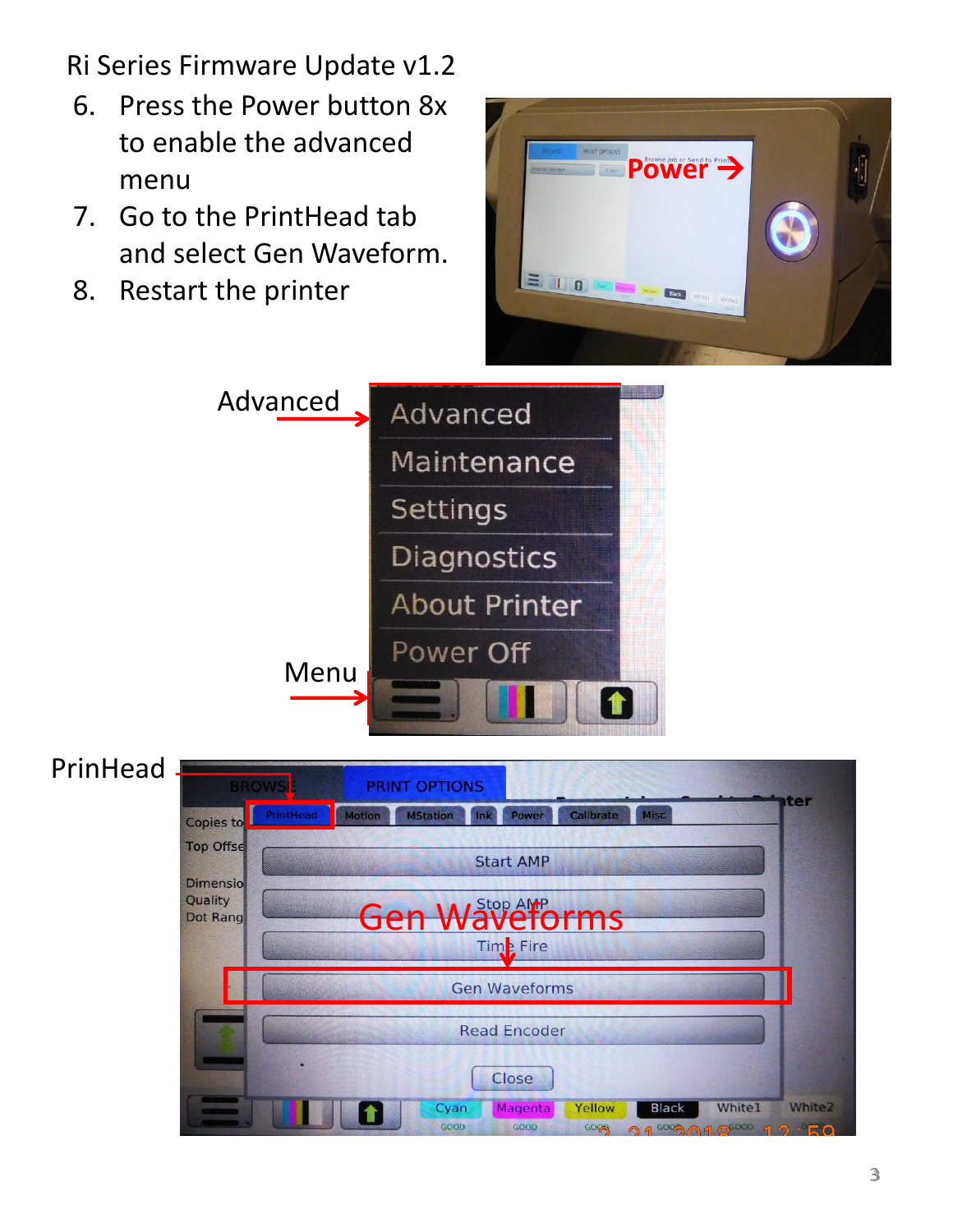Ri Series Firmware Update v1.2

6. Press the Power button 8x to enable the advanced menu
7. Go to the PrintHead tab and select Gen Waveform.
8. Restart the printer

Power

Advanced

Menu

PrinHead

Gen Waveforms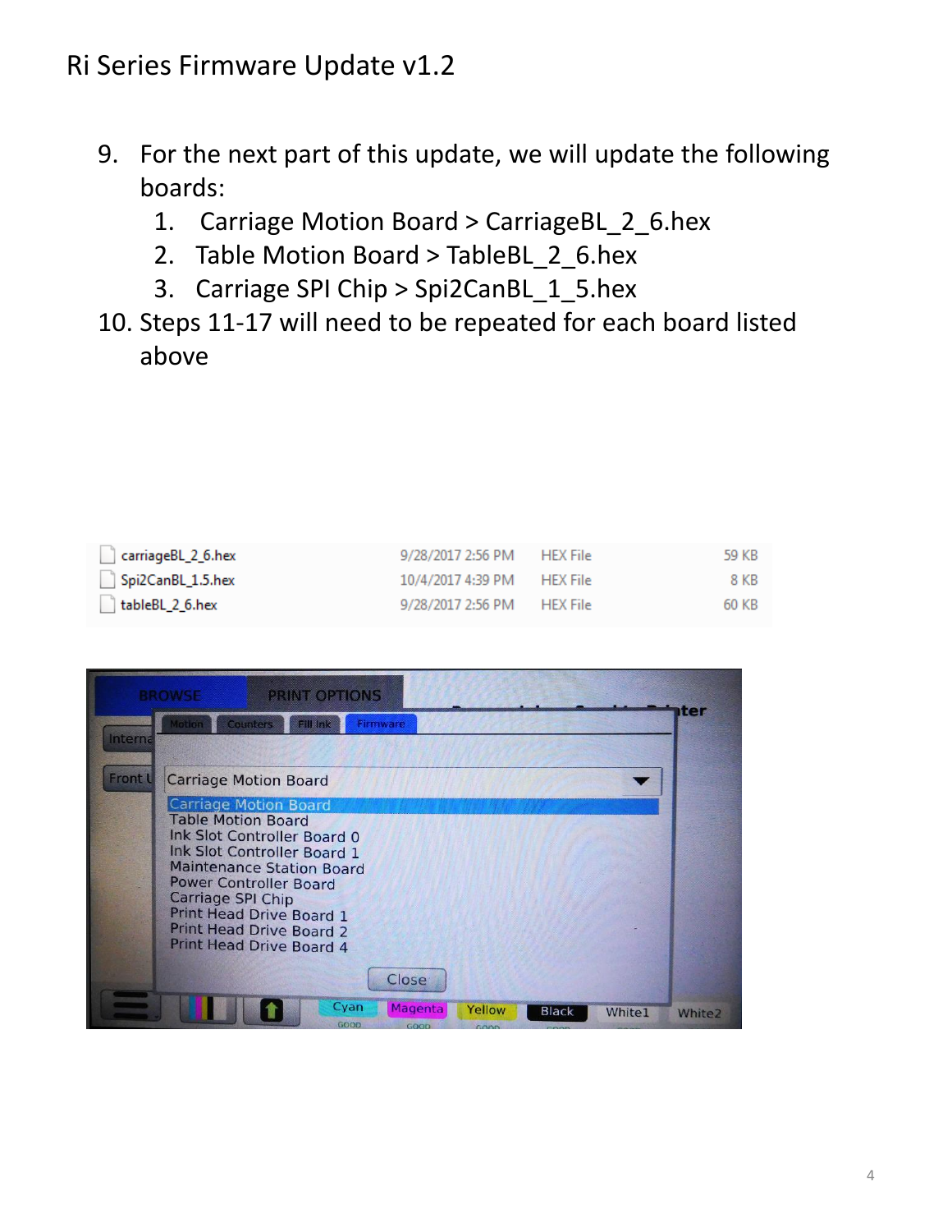# Ri Series Firmware Update v1.2

9. For the next part of this update, we will update the following boards:
   1. Carriage Motion Board > CarriageBL_2_6.hex
   2. Table Motion Board > TableBL_2_6.hex
   3. Carriage SPI Chip > Spi2CanBL_1_5.hex
10. Steps 11-17 will need to be repeated for each board listed above

| Name | Date modified | Type | Size |
|---|---|---|---|
| carriageBL_2_6.hex | 9/28/2017 2:56 PM | HEX File | 59 KB |
| Spi2CanBL_1.5.hex | 10/4/2017 4:39 PM | HEX File | 8 KB |
| tableBL_2_6.hex | 9/28/2017 2:56 PM | HEX File | 60 KB |

BROWSE | PRINT OPTIONS

Motion | Counters | Fill Ink | Firmware

Carriage Motion Board

- Carriage Motion Board
- Table Motion Board
- Ink Slot Controller Board 0
- Ink Slot Controller Board 1
- Maintenance Station Board
- Power Controller Board
- Carriage SPI Chip
- Print Head Drive Board 1
- Print Head Drive Board 2
- Print Head Drive Board 4

Close

Cyan | Magenta | Yellow | Black | White1 | White2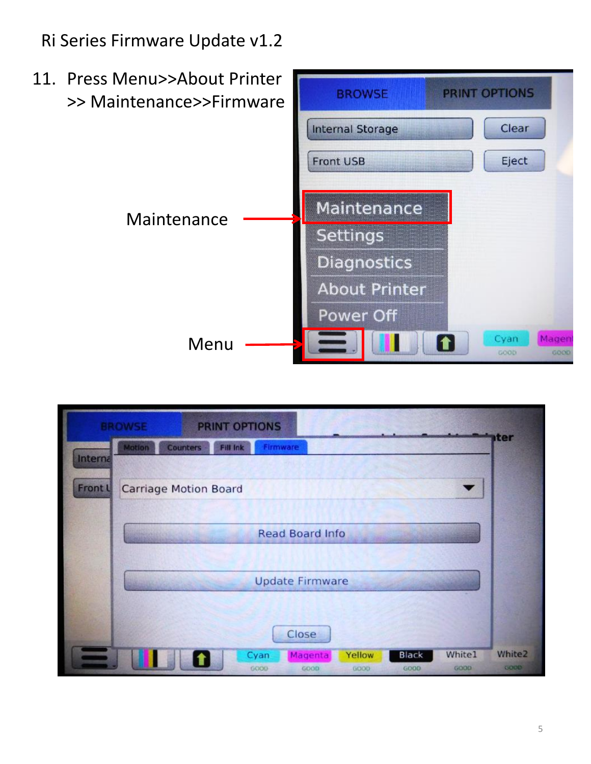# Ri Series Firmware Update v1.2

11. Press Menu>>About Printer >> Maintenance>>Firmware

Maintenance

Menu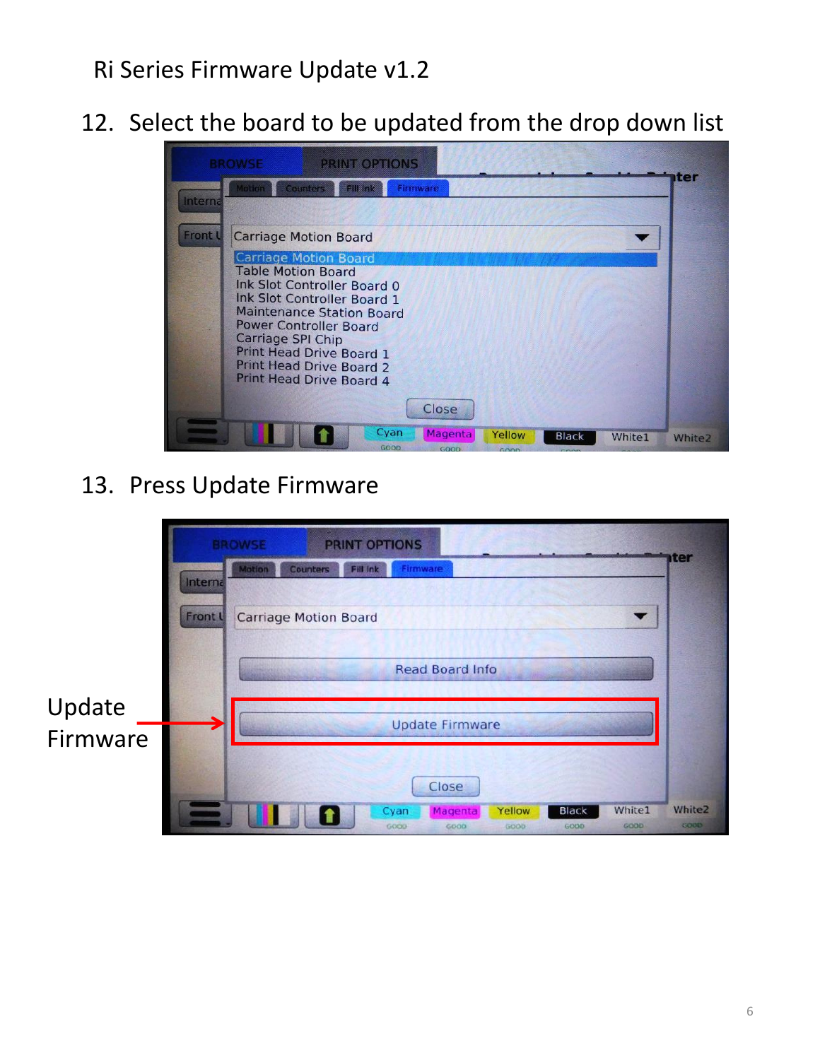Ri Series Firmware Update v1.2

12. Select the board to be updated from the drop down list

13. Press Update Firmware

Update Firmware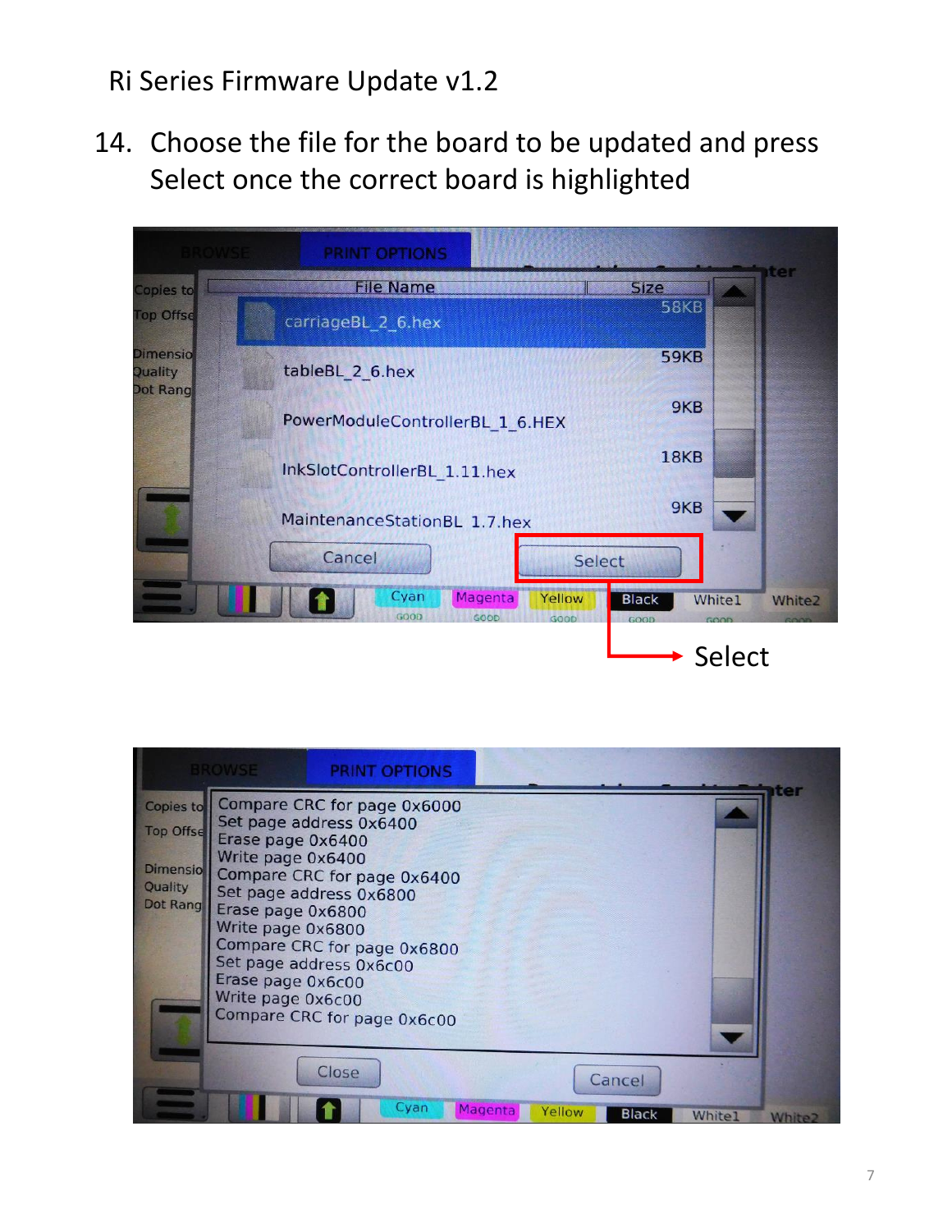Ri Series Firmware Update v1.2

14. Choose the file for the board to be updated and press Select once the correct board is highlighted

Select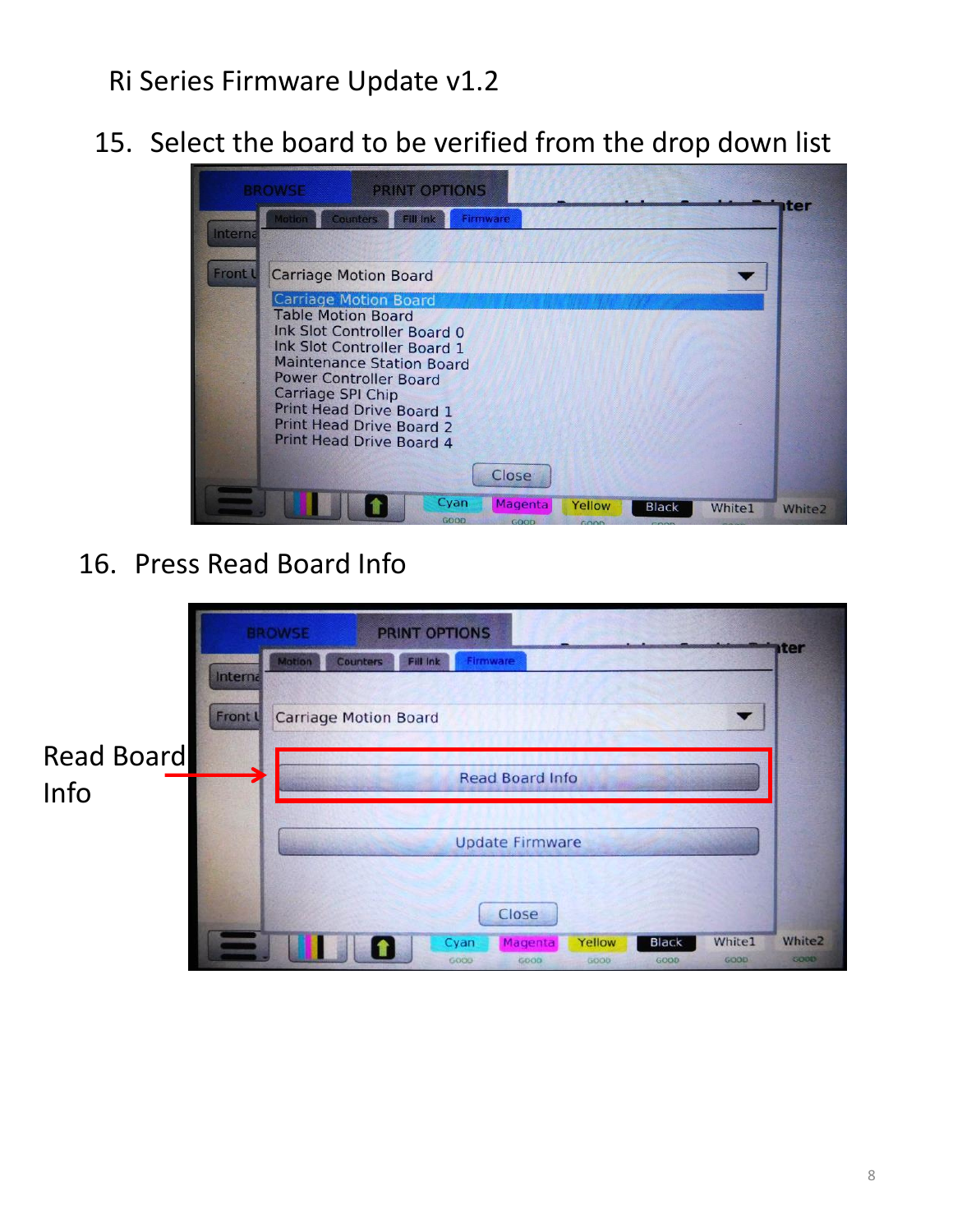Ri Series Firmware Update v1.2

15. Select the board to be verified from the drop down list

16. Press Read Board Info

Read Board Info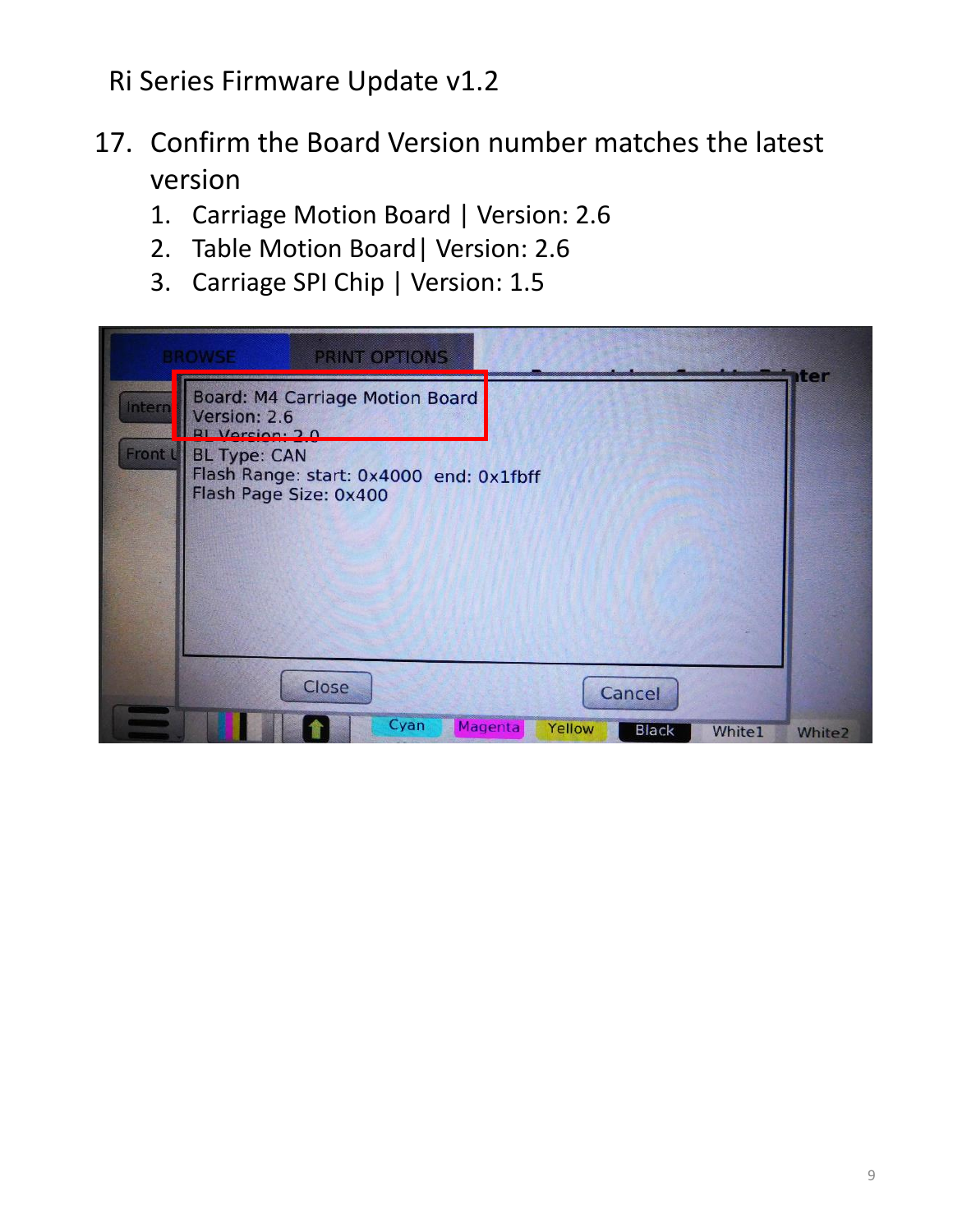17. Confirm the Board Version number matches the latest version
    1. Carriage Motion Board | Version: 2.6
    2. Table Motion Board| Version: 2.6
    3. Carriage SPI Chip | Version: 1.5